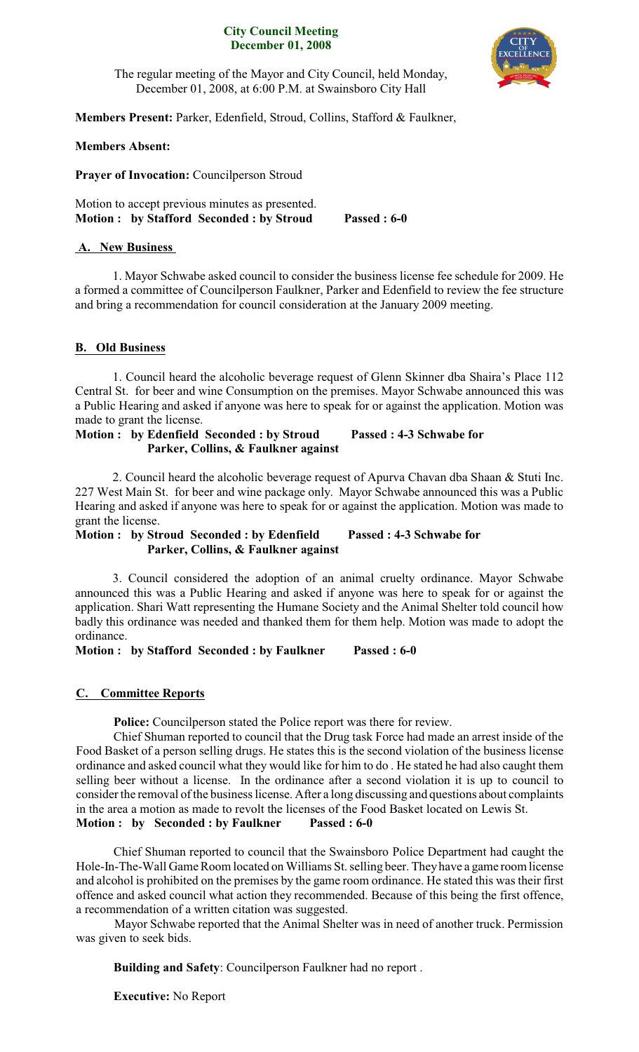# City Council Meeting
## December 01, 2008

The regular meeting of the Mayor and City Council, held Monday, December 01, 2008, at 6:00 P.M. at Swainsboro City Hall

**Members Present:** Parker, Edenfield, Stroud, Collins, Stafford & Faulkner,

**Members Absent:**

**Prayer of Invocation:** Councilperson Stroud

Motion to accept previous minutes as presented.
**Motion : by Stafford Seconded : by Stroud Passed : 6-0**

## A. New Business

1. Mayor Schwabe asked council to consider the business license fee schedule for 2009. He a formed a committee of Councilperson Faulkner, Parker and Edenfield to review the fee structure and bring a recommendation for council consideration at the January 2009 meeting.

## B. Old Business

1. Council heard the alcoholic beverage request of Glenn Skinner dba Shaira's Place 112 Central St. for beer and wine Consumption on the premises. Mayor Schwabe announced this was a Public Hearing and asked if anyone was here to speak for or against the application. Motion was made to grant the license.

**Motion : by Edenfield Seconded : by Stroud Passed : 4-3 Schwabe for Parker, Collins, & Faulkner against**

2. Council heard the alcoholic beverage request of Apurva Chavan dba Shaan & Stuti Inc. 227 West Main St. for beer and wine package only. Mayor Schwabe announced this was a Public Hearing and asked if anyone was here to speak for or against the application. Motion was made to grant the license.

**Motion : by Stroud Seconded : by Edenfield Passed : 4-3 Schwabe for Parker, Collins, & Faulkner against**

3. Council considered the adoption of an animal cruelty ordinance. Mayor Schwabe announced this was a Public Hearing and asked if anyone was here to speak for or against the application. Shari Watt representing the Humane Society and the Animal Shelter told council how badly this ordinance was needed and thanked them for them help. Motion was made to adopt the ordinance.

**Motion : by Stafford Seconded : by Faulkner Passed : 6-0**

## C. Committee Reports

**Police:** Councilperson stated the Police report was there for review.

Chief Shuman reported to council that the Drug task Force had made an arrest inside of the Food Basket of a person selling drugs. He states this is the second violation of the business license ordinance and asked council what they would like for him to do . He stated he had also caught them selling beer without a license. In the ordinance after a second violation it is up to council to consider the removal of the business license. After a long discussing and questions about complaints in the area a motion as made to revolt the licenses of the Food Basket located on Lewis St.

**Motion : by Seconded : by Faulkner Passed : 6-0**

Chief Shuman reported to council that the Swainsboro Police Department had caught the Hole-In-The-Wall Game Room located on Williams St. selling beer. They have a game room license and alcohol is prohibited on the premises by the game room ordinance. He stated this was their first offence and asked council what action they recommended. Because of this being the first offence, a recommendation of a written citation was suggested.

Mayor Schwabe reported that the Animal Shelter was in need of another truck. Permission was given to seek bids.

**Building and Safety**: Councilperson Faulkner had no report .

**Executive:** No Report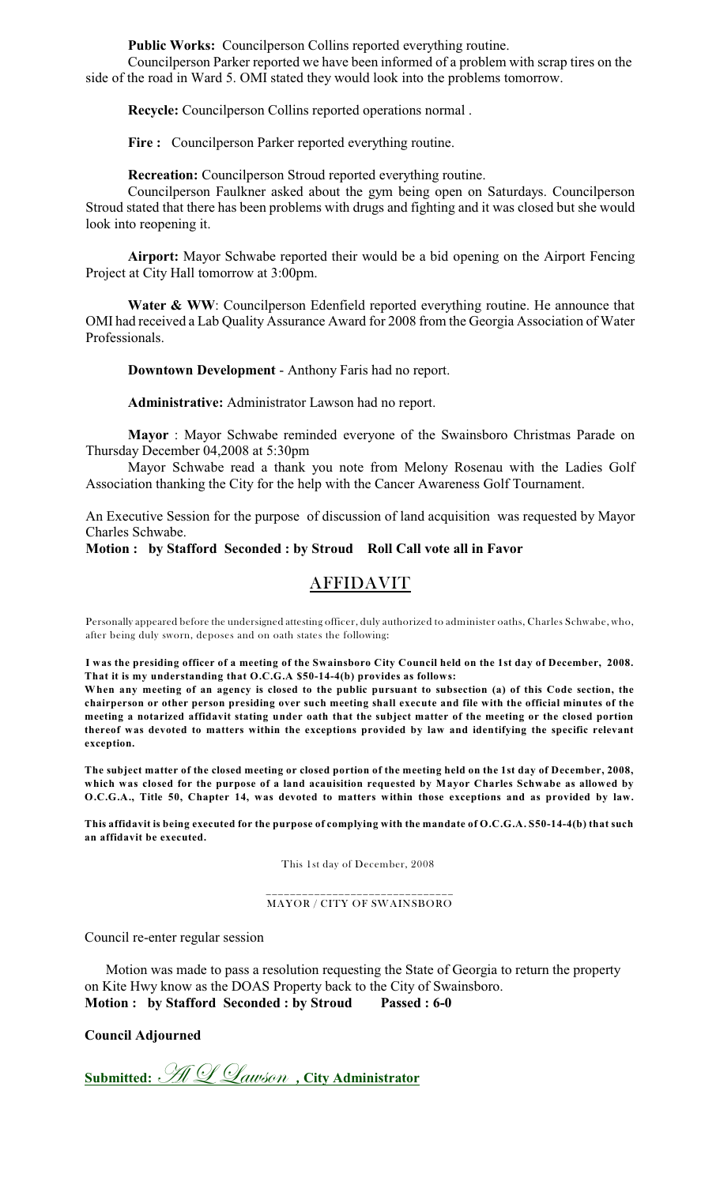**Public Works:** Councilperson Collins reported everything routine.

Councilperson Parker reported we have been informed of a problem with scrap tires on the side of the road in Ward 5. OMI stated they would look into the problems tomorrow.

**Recycle:** Councilperson Collins reported operations normal .

**Fire :** Councilperson Parker reported everything routine.

**Recreation:** Councilperson Stroud reported everything routine.

Councilperson Faulkner asked about the gym being open on Saturdays. Councilperson Stroud stated that there has been problems with drugs and fighting and it was closed but she would look into reopening it.

**Airport:** Mayor Schwabe reported their would be a bid opening on the Airport Fencing Project at City Hall tomorrow at 3:00pm.

**Water & WW**: Councilperson Edenfield reported everything routine. He announce that OMI had received a Lab Quality Assurance Award for 2008 from the Georgia Association of Water Professionals.

**Downtown Development** - Anthony Faris had no report.

**Administrative:** Administrator Lawson had no report.

**Mayor** : Mayor Schwabe reminded everyone of the Swainsboro Christmas Parade on Thursday December 04,2008 at 5:30pm

Mayor Schwabe read a thank you note from Melony Rosenau with the Ladies Golf Association thanking the City for the help with the Cancer Awareness Golf Tournament.

An Executive Session for the purpose of discussion of land acquisition was requested by Mayor Charles Schwabe.

**Motion : by Stafford Seconded : by Stroud Roll Call vote all in Favor**

## AFFIDAVIT

Personally appeared before the undersigned attesting officer, duly authorized to administer oaths, Charles Schwabe, who, after being duly sworn, deposes and on oath states the following:

**I was the presiding officer of a meeting of the Swainsboro City Council held on the 1st day of December, 2008. That it is my understanding that O.C.G.A $50-14-4(b) provides as follows:**

**When any meeting of an agency is closed to the public pursuant to subsection (a) of this Code section, the chairperson or other person presiding over such meeting shall execute and file with the official minutes of the meeting a notarized affidavit stating under oath that the subject matter of the meeting or the closed portion thereof was devoted to matters within the exceptions provided by law and identifying the specific relevant exception.**

**The subject matter of the closed meeting or closed portion of the meeting held on the 1st day of December, 2008, which was closed for the purpose of a land acauisition requested by Mayor Charles Schwabe as allowed by O.C.G.A., Title 50, Chapter 14, was devoted to matters within those exceptions and as provided by law.**

**This affidavit is being executed for the purpose of complying with the mandate of O.C.G.A. S50-14-4(b) that such an affidavit be executed.**

This 1st day of December, 2008

_______________________________
MAYOR / CITY OF SWAINSBORO

Council re-enter regular session

Motion was made to pass a resolution requesting the State of Georgia to return the property on Kite Hwy know as the DOAS Property back to the City of Swainsboro.

**Motion : by Stafford Seconded : by Stroud Passed : 6-0**

**Council Adjourned**

**Submitted:** *Al L Lawson* **, City Administrator**